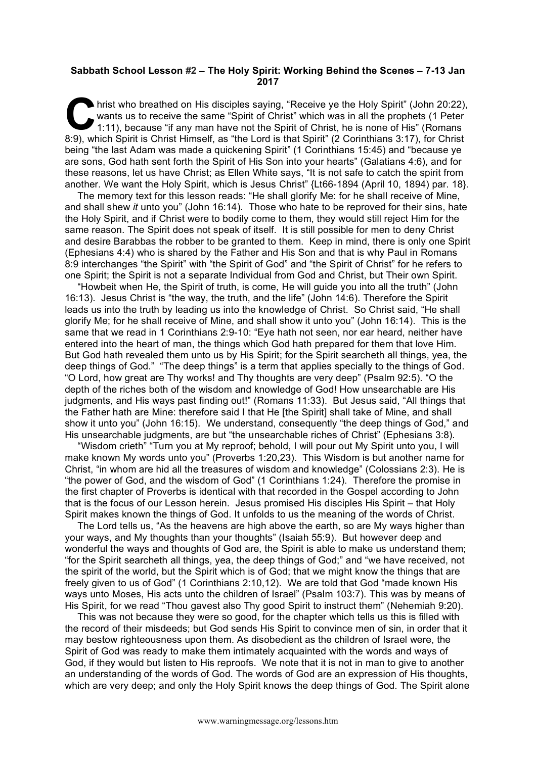**Sabbath School Lesson #2 – The Holy Spirit: Working Behind the Scenes – 7-13 Jan 2017**

Christ who breathed on His disciples saying, "Receive ye the Holy Spirit" (John 20:22), wants us to receive the same "Spirit of Christ" which was in all the prophets (1 Peter 1:11), because "if any man have not the Spirit of Christ, he is none of His" (Romans 8:9), which Spirit is Christ Himself, as "the Lord is that Spirit" (2 Corinthians 3:17), for Christ being "the last Adam was made a quickening Spirit" (1 Corinthians 15:45) and "because ye are sons, God hath sent forth the Spirit of His Son into your hearts" (Galatians 4:6), and for these reasons, let us have Christ; as Ellen White says, "It is not safe to catch the spirit from another. We want the Holy Spirit, which is Jesus Christ" {Lt66-1894 (April 10, 1894) par. 18}.

The memory text for this lesson reads: "He shall glorify Me: for he shall receive of Mine, and shall shew *it* unto you" (John 16:14). Those who hate to be reproved for their sins, hate the Holy Spirit, and if Christ were to bodily come to them, they would still reject Him for the same reason. The Spirit does not speak of itself. It is still possible for men to deny Christ and desire Barabbas the robber to be granted to them. Keep in mind, there is only one Spirit (Ephesians 4:4) who is shared by the Father and His Son and that is why Paul in Romans 8:9 interchanges "the Spirit" with "the Spirit of God" and "the Spirit of Christ" for he refers to one Spirit; the Spirit is not a separate Individual from God and Christ, but Their own Spirit.

"Howbeit when He, the Spirit of truth, is come, He will guide you into all the truth" (John 16:13). Jesus Christ is "the way, the truth, and the life" (John 14:6). Therefore the Spirit leads us into the truth by leading us into the knowledge of Christ. So Christ said, "He shall glorify Me; for he shall receive of Mine, and shall show it unto you" (John 16:14). This is the same that we read in 1 Corinthians 2:9-10: "Eye hath not seen, nor ear heard, neither have entered into the heart of man, the things which God hath prepared for them that love Him. But God hath revealed them unto us by His Spirit; for the Spirit searcheth all things, yea, the deep things of God." "The deep things" is a term that applies specially to the things of God. "O Lord, how great are Thy works! and Thy thoughts are very deep" (Psalm 92:5). "O the depth of the riches both of the wisdom and knowledge of God! How unsearchable are His judgments, and His ways past finding out!" (Romans 11:33). But Jesus said, "All things that the Father hath are Mine: therefore said I that He [the Spirit] shall take of Mine, and shall show it unto you" (John 16:15). We understand, consequently "the deep things of God," and His unsearchable judgments, are but "the unsearchable riches of Christ" (Ephesians 3:8).

"Wisdom crieth" "Turn you at My reproof; behold, I will pour out My Spirit unto you, I will make known My words unto you" (Proverbs 1:20,23). This Wisdom is but another name for Christ, "in whom are hid all the treasures of wisdom and knowledge" (Colossians 2:3). He is "the power of God, and the wisdom of God" (1 Corinthians 1:24). Therefore the promise in the first chapter of Proverbs is identical with that recorded in the Gospel according to John that is the focus of our Lesson herein. Jesus promised His disciples His Spirit – that Holy Spirit makes known the things of God. It unfolds to us the meaning of the words of Christ.

The Lord tells us, "As the heavens are high above the earth, so are My ways higher than your ways, and My thoughts than your thoughts" (Isaiah 55:9). But however deep and wonderful the ways and thoughts of God are, the Spirit is able to make us understand them; "for the Spirit searcheth all things, yea, the deep things of God;" and "we have received, not the spirit of the world, but the Spirit which is of God; that we might know the things that are freely given to us of God" (1 Corinthians 2:10,12). We are told that God "made known His ways unto Moses, His acts unto the children of Israel" (Psalm 103:7). This was by means of His Spirit, for we read "Thou gavest also Thy good Spirit to instruct them" (Nehemiah 9:20).

This was not because they were so good, for the chapter which tells us this is filled with the record of their misdeeds; but God sends His Spirit to convince men of sin, in order that it may bestow righteousness upon them. As disobedient as the children of Israel were, the Spirit of God was ready to make them intimately acquainted with the words and ways of God, if they would but listen to His reproofs. We note that it is not in man to give to another an understanding of the words of God. The words of God are an expression of His thoughts, which are very deep; and only the Holy Spirit knows the deep things of God. The Spirit alone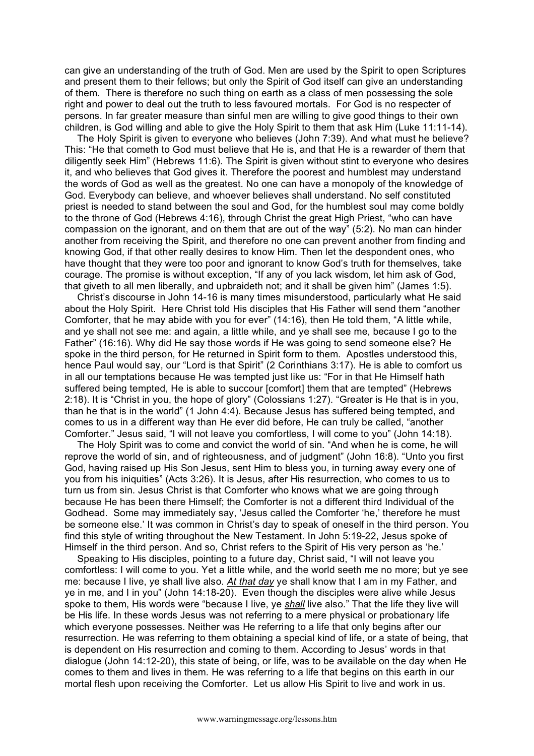can give an understanding of the truth of God. Men are used by the Spirit to open Scriptures and present them to their fellows; but only the Spirit of God itself can give an understanding of them. There is therefore no such thing on earth as a class of men possessing the sole right and power to deal out the truth to less favoured mortals. For God is no respecter of persons. In far greater measure than sinful men are willing to give good things to their own children, is God willing and able to give the Holy Spirit to them that ask Him (Luke 11:11-14).

The Holy Spirit is given to everyone who believes (John 7:39). And what must he believe? This: "He that cometh to God must believe that He is, and that He is a rewarder of them that diligently seek Him" (Hebrews 11:6). The Spirit is given without stint to everyone who desires it, and who believes that God gives it. Therefore the poorest and humblest may understand the words of God as well as the greatest. No one can have a monopoly of the knowledge of God. Everybody can believe, and whoever believes shall understand. No self constituted priest is needed to stand between the soul and God, for the humblest soul may come boldly to the throne of God (Hebrews 4:16), through Christ the great High Priest, "who can have compassion on the ignorant, and on them that are out of the way" (5:2). No man can hinder another from receiving the Spirit, and therefore no one can prevent another from finding and knowing God, if that other really desires to know Him. Then let the despondent ones, who have thought that they were too poor and ignorant to know God's truth for themselves, take courage. The promise is without exception, "If any of you lack wisdom, let him ask of God, that giveth to all men liberally, and upbraideth not; and it shall be given him" (James 1:5).

Christ's discourse in John 14-16 is many times misunderstood, particularly what He said about the Holy Spirit. Here Christ told His disciples that His Father will send them "another Comforter, that he may abide with you for ever" (14:16), then He told them, "A little while, and ye shall not see me: and again, a little while, and ye shall see me, because I go to the Father" (16:16). Why did He say those words if He was going to send someone else? He spoke in the third person, for He returned in Spirit form to them. Apostles understood this, hence Paul would say, our "Lord is that Spirit" (2 Corinthians 3:17). He is able to comfort us in all our temptations because He was tempted just like us: "For in that He Himself hath suffered being tempted, He is able to succour [comfort] them that are tempted" (Hebrews 2:18). It is "Christ in you, the hope of glory" (Colossians 1:27). "Greater is He that is in you, than he that is in the world" (1 John 4:4). Because Jesus has suffered being tempted, and comes to us in a different way than He ever did before, He can truly be called, "another Comforter." Jesus said, "I will not leave you comfortless, I will come to you" (John 14:18).

The Holy Spirit was to come and convict the world of sin. "And when he is come, he will reprove the world of sin, and of righteousness, and of judgment" (John 16:8). "Unto you first God, having raised up His Son Jesus, sent Him to bless you, in turning away every one of you from his iniquities" (Acts 3:26). It is Jesus, after His resurrection, who comes to us to turn us from sin. Jesus Christ is that Comforter who knows what we are going through because He has been there Himself; the Comforter is not a different third Individual of the Godhead. Some may immediately say, 'Jesus called the Comforter 'he,' therefore he must be someone else.' It was common in Christ's day to speak of oneself in the third person. You find this style of writing throughout the New Testament. In John 5:19-22, Jesus spoke of Himself in the third person. And so, Christ refers to the Spirit of His very person as 'he.'

Speaking to His disciples, pointing to a future day, Christ said, "I will not leave you comfortless: I will come to you. Yet a little while, and the world seeth me no more; but ye see me: because I live, ye shall live also. *At that day* ye shall know that I am in my Father, and ye in me, and I in you" (John 14:18-20). Even though the disciples were alive while Jesus spoke to them, His words were "because I live, ye *shall* live also." That the life they live will be His life. In these words Jesus was not referring to a mere physical or probationary life which everyone possesses. Neither was He referring to a life that only begins after our resurrection. He was referring to them obtaining a special kind of life, or a state of being, that is dependent on His resurrection and coming to them. According to Jesus' words in that dialogue (John 14:12-20), this state of being, or life, was to be available on the day when He comes to them and lives in them. He was referring to a life that begins on this earth in our mortal flesh upon receiving the Comforter. Let us allow His Spirit to live and work in us.

www.warningmessage.org/lessons.htm